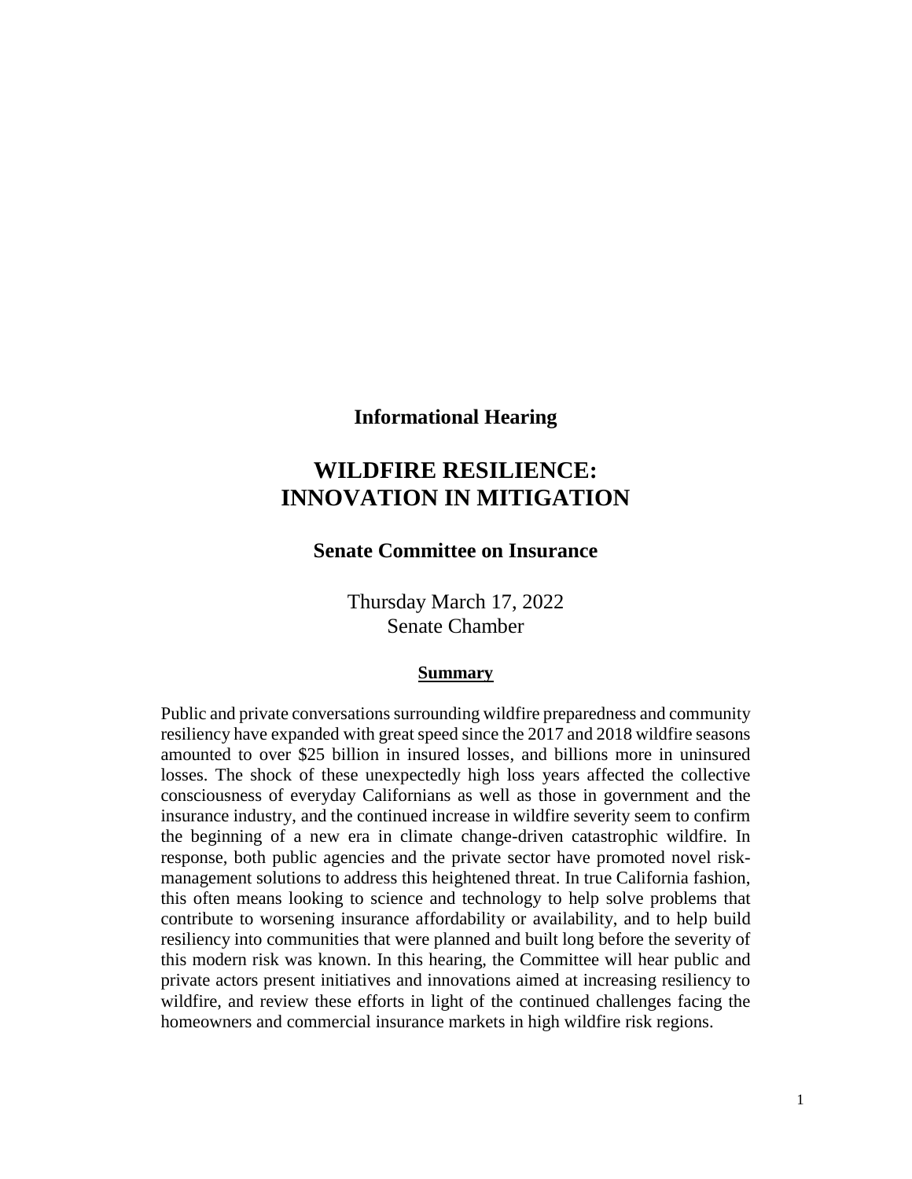**Informational Hearing**

# WILDFIRE RESILIENCE: INNOVATION IN MITIGATION

## Senate Committee on Insurance

Thursday March 17, 2022
Senate Chamber

**Summary**

Public and private conversations surrounding wildfire preparedness and community resiliency have expanded with great speed since the 2017 and 2018 wildfire seasons amounted to over $25 billion in insured losses, and billions more in uninsured losses. The shock of these unexpectedly high loss years affected the collective consciousness of everyday Californians as well as those in government and the insurance industry, and the continued increase in wildfire severity seem to confirm the beginning of a new era in climate change-driven catastrophic wildfire. In response, both public agencies and the private sector have promoted novel risk-management solutions to address this heightened threat. In true California fashion, this often means looking to science and technology to help solve problems that contribute to worsening insurance affordability or availability, and to help build resiliency into communities that were planned and built long before the severity of this modern risk was known. In this hearing, the Committee will hear public and private actors present initiatives and innovations aimed at increasing resiliency to wildfire, and review these efforts in light of the continued challenges facing the homeowners and commercial insurance markets in high wildfire risk regions.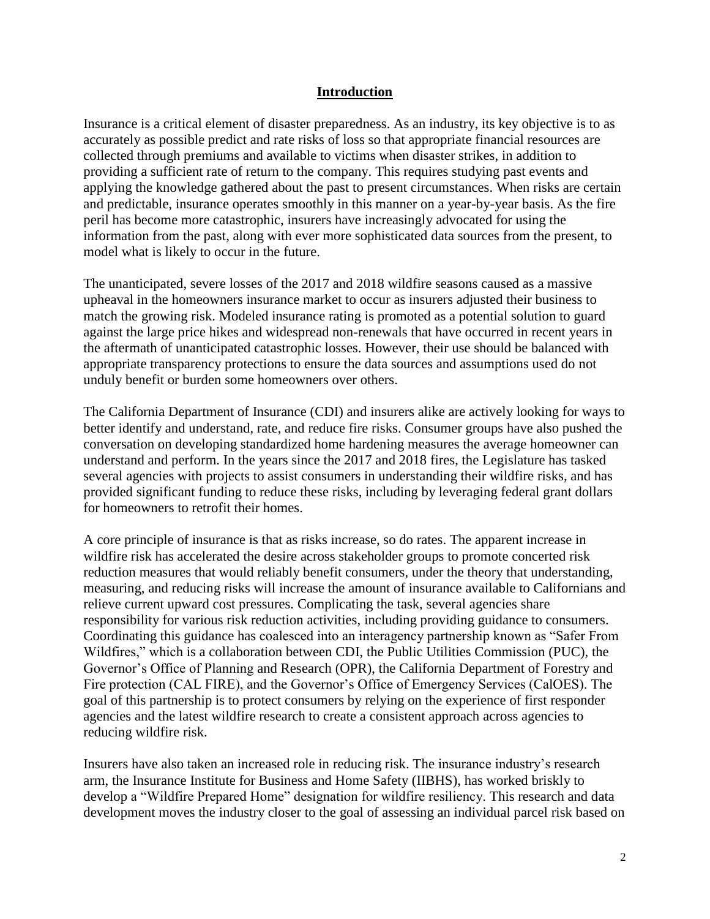## Introduction

Insurance is a critical element of disaster preparedness. As an industry, its key objective is to as accurately as possible predict and rate risks of loss so that appropriate financial resources are collected through premiums and available to victims when disaster strikes, in addition to providing a sufficient rate of return to the company. This requires studying past events and applying the knowledge gathered about the past to present circumstances. When risks are certain and predictable, insurance operates smoothly in this manner on a year-by-year basis. As the fire peril has become more catastrophic, insurers have increasingly advocated for using the information from the past, along with ever more sophisticated data sources from the present, to model what is likely to occur in the future.

The unanticipated, severe losses of the 2017 and 2018 wildfire seasons caused as a massive upheaval in the homeowners insurance market to occur as insurers adjusted their business to match the growing risk. Modeled insurance rating is promoted as a potential solution to guard against the large price hikes and widespread non-renewals that have occurred in recent years in the aftermath of unanticipated catastrophic losses. However, their use should be balanced with appropriate transparency protections to ensure the data sources and assumptions used do not unduly benefit or burden some homeowners over others.

The California Department of Insurance (CDI) and insurers alike are actively looking for ways to better identify and understand, rate, and reduce fire risks. Consumer groups have also pushed the conversation on developing standardized home hardening measures the average homeowner can understand and perform. In the years since the 2017 and 2018 fires, the Legislature has tasked several agencies with projects to assist consumers in understanding their wildfire risks, and has provided significant funding to reduce these risks, including by leveraging federal grant dollars for homeowners to retrofit their homes.

A core principle of insurance is that as risks increase, so do rates. The apparent increase in wildfire risk has accelerated the desire across stakeholder groups to promote concerted risk reduction measures that would reliably benefit consumers, under the theory that understanding, measuring, and reducing risks will increase the amount of insurance available to Californians and relieve current upward cost pressures. Complicating the task, several agencies share responsibility for various risk reduction activities, including providing guidance to consumers. Coordinating this guidance has coalesced into an interagency partnership known as "Safer From Wildfires," which is a collaboration between CDI, the Public Utilities Commission (PUC), the Governor's Office of Planning and Research (OPR), the California Department of Forestry and Fire protection (CAL FIRE), and the Governor's Office of Emergency Services (CalOES). The goal of this partnership is to protect consumers by relying on the experience of first responder agencies and the latest wildfire research to create a consistent approach across agencies to reducing wildfire risk.

Insurers have also taken an increased role in reducing risk. The insurance industry's research arm, the Insurance Institute for Business and Home Safety (IIBHS), has worked briskly to develop a "Wildfire Prepared Home" designation for wildfire resiliency. This research and data development moves the industry closer to the goal of assessing an individual parcel risk based on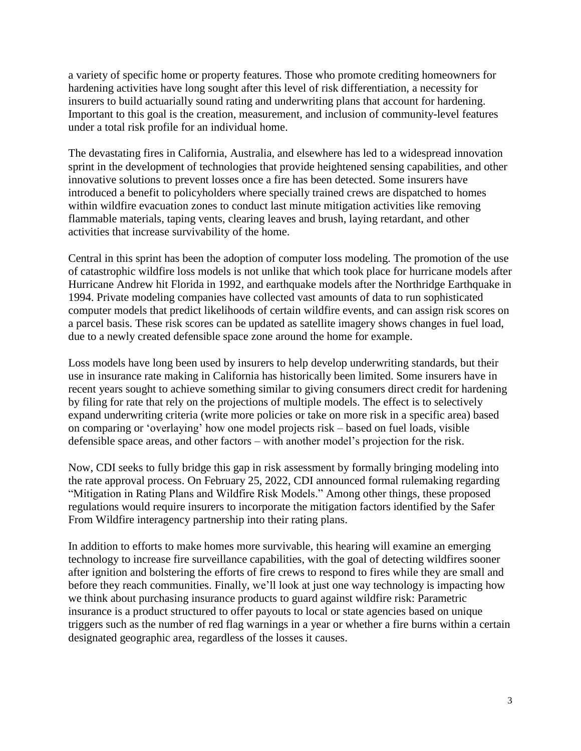a variety of specific home or property features. Those who promote crediting homeowners for hardening activities have long sought after this level of risk differentiation, a necessity for insurers to build actuarially sound rating and underwriting plans that account for hardening. Important to this goal is the creation, measurement, and inclusion of community-level features under a total risk profile for an individual home.

The devastating fires in California, Australia, and elsewhere has led to a widespread innovation sprint in the development of technologies that provide heightened sensing capabilities, and other innovative solutions to prevent losses once a fire has been detected. Some insurers have introduced a benefit to policyholders where specially trained crews are dispatched to homes within wildfire evacuation zones to conduct last minute mitigation activities like removing flammable materials, taping vents, clearing leaves and brush, laying retardant, and other activities that increase survivability of the home.

Central in this sprint has been the adoption of computer loss modeling. The promotion of the use of catastrophic wildfire loss models is not unlike that which took place for hurricane models after Hurricane Andrew hit Florida in 1992, and earthquake models after the Northridge Earthquake in 1994. Private modeling companies have collected vast amounts of data to run sophisticated computer models that predict likelihoods of certain wildfire events, and can assign risk scores on a parcel basis. These risk scores can be updated as satellite imagery shows changes in fuel load, due to a newly created defensible space zone around the home for example.

Loss models have long been used by insurers to help develop underwriting standards, but their use in insurance rate making in California has historically been limited. Some insurers have in recent years sought to achieve something similar to giving consumers direct credit for hardening by filing for rate that rely on the projections of multiple models. The effect is to selectively expand underwriting criteria (write more policies or take on more risk in a specific area) based on comparing or 'overlaying' how one model projects risk – based on fuel loads, visible defensible space areas, and other factors – with another model's projection for the risk.

Now, CDI seeks to fully bridge this gap in risk assessment by formally bringing modeling into the rate approval process. On February 25, 2022, CDI announced formal rulemaking regarding "Mitigation in Rating Plans and Wildfire Risk Models." Among other things, these proposed regulations would require insurers to incorporate the mitigation factors identified by the Safer From Wildfire interagency partnership into their rating plans.

In addition to efforts to make homes more survivable, this hearing will examine an emerging technology to increase fire surveillance capabilities, with the goal of detecting wildfires sooner after ignition and bolstering the efforts of fire crews to respond to fires while they are small and before they reach communities. Finally, we'll look at just one way technology is impacting how we think about purchasing insurance products to guard against wildfire risk: Parametric insurance is a product structured to offer payouts to local or state agencies based on unique triggers such as the number of red flag warnings in a year or whether a fire burns within a certain designated geographic area, regardless of the losses it causes.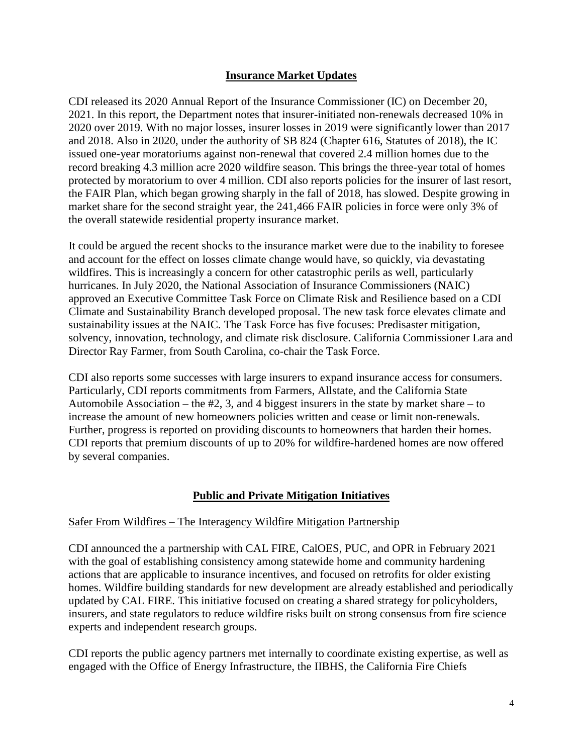## Insurance Market Updates

CDI released its 2020 Annual Report of the Insurance Commissioner (IC) on December 20, 2021. In this report, the Department notes that insurer-initiated non-renewals decreased 10% in 2020 over 2019. With no major losses, insurer losses in 2019 were significantly lower than 2017 and 2018. Also in 2020, under the authority of SB 824 (Chapter 616, Statutes of 2018), the IC issued one-year moratoriums against non-renewal that covered 2.4 million homes due to the record breaking 4.3 million acre 2020 wildfire season. This brings the three-year total of homes protected by moratorium to over 4 million. CDI also reports policies for the insurer of last resort, the FAIR Plan, which began growing sharply in the fall of 2018, has slowed. Despite growing in market share for the second straight year, the 241,466 FAIR policies in force were only 3% of the overall statewide residential property insurance market.

It could be argued the recent shocks to the insurance market were due to the inability to foresee and account for the effect on losses climate change would have, so quickly, via devastating wildfires. This is increasingly a concern for other catastrophic perils as well, particularly hurricanes. In July 2020, the National Association of Insurance Commissioners (NAIC) approved an Executive Committee Task Force on Climate Risk and Resilience based on a CDI Climate and Sustainability Branch developed proposal. The new task force elevates climate and sustainability issues at the NAIC. The Task Force has five focuses: Predisaster mitigation, solvency, innovation, technology, and climate risk disclosure. California Commissioner Lara and Director Ray Farmer, from South Carolina, co-chair the Task Force.

CDI also reports some successes with large insurers to expand insurance access for consumers. Particularly, CDI reports commitments from Farmers, Allstate, and the California State Automobile Association – the #2, 3, and 4 biggest insurers in the state by market share – to increase the amount of new homeowners policies written and cease or limit non-renewals. Further, progress is reported on providing discounts to homeowners that harden their homes. CDI reports that premium discounts of up to 20% for wildfire-hardened homes are now offered by several companies.

## Public and Private Mitigation Initiatives

### Safer From Wildfires – The Interagency Wildfire Mitigation Partnership

CDI announced the a partnership with CAL FIRE, CalOES, PUC, and OPR in February 2021 with the goal of establishing consistency among statewide home and community hardening actions that are applicable to insurance incentives, and focused on retrofits for older existing homes. Wildfire building standards for new development are already established and periodically updated by CAL FIRE. This initiative focused on creating a shared strategy for policyholders, insurers, and state regulators to reduce wildfire risks built on strong consensus from fire science experts and independent research groups.

CDI reports the public agency partners met internally to coordinate existing expertise, as well as engaged with the Office of Energy Infrastructure, the IIBHS, the California Fire Chiefs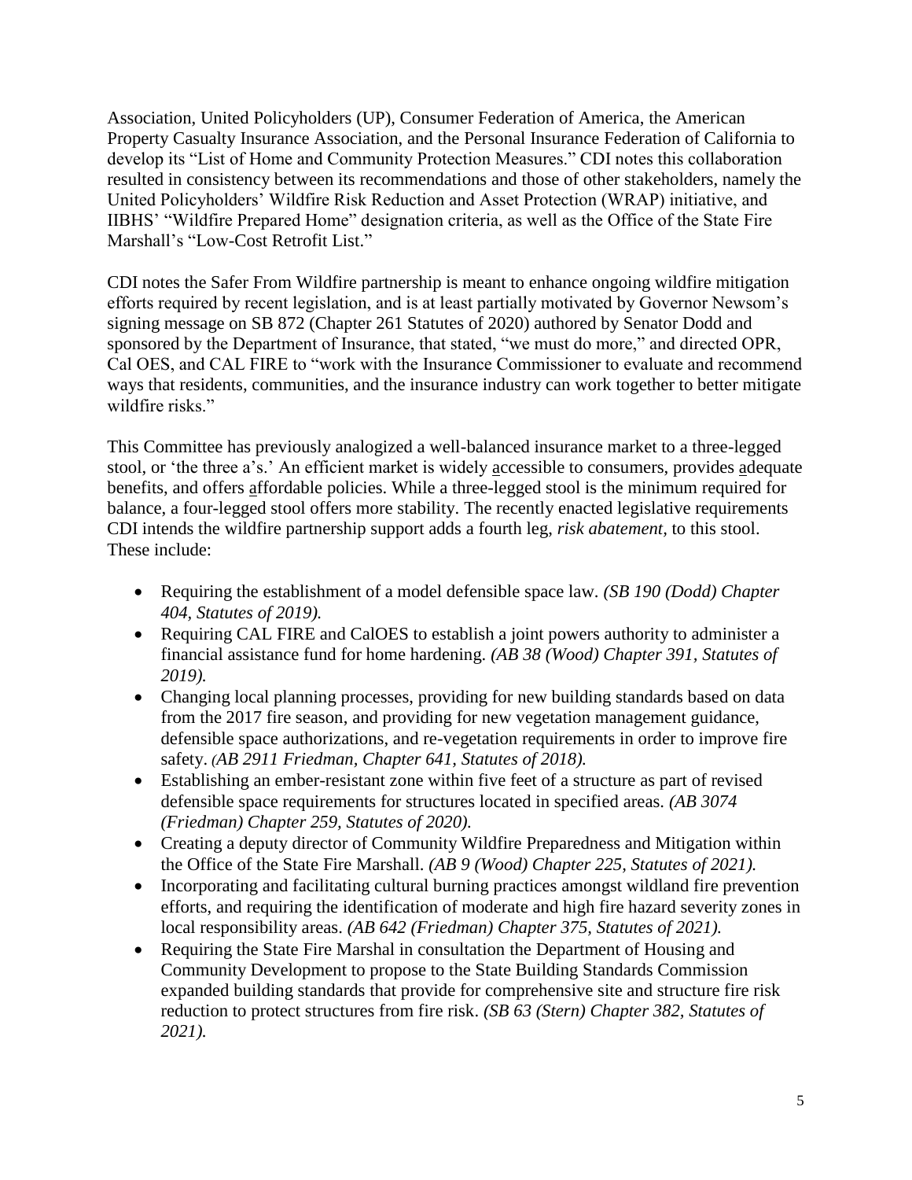Association, United Policyholders (UP), Consumer Federation of America, the American Property Casualty Insurance Association, and the Personal Insurance Federation of California to develop its "List of Home and Community Protection Measures." CDI notes this collaboration resulted in consistency between its recommendations and those of other stakeholders, namely the United Policyholders' Wildfire Risk Reduction and Asset Protection (WRAP) initiative, and IIBHS' "Wildfire Prepared Home" designation criteria, as well as the Office of the State Fire Marshall's "Low-Cost Retrofit List."

CDI notes the Safer From Wildfire partnership is meant to enhance ongoing wildfire mitigation efforts required by recent legislation, and is at least partially motivated by Governor Newsom's signing message on SB 872 (Chapter 261 Statutes of 2020) authored by Senator Dodd and sponsored by the Department of Insurance, that stated, "we must do more," and directed OPR, Cal OES, and CAL FIRE to "work with the Insurance Commissioner to evaluate and recommend ways that residents, communities, and the insurance industry can work together to better mitigate wildfire risks."

This Committee has previously analogized a well-balanced insurance market to a three-legged stool, or 'the three a's.' An efficient market is widely accessible to consumers, provides adequate benefits, and offers affordable policies. While a three-legged stool is the minimum required for balance, a four-legged stool offers more stability. The recently enacted legislative requirements CDI intends the wildfire partnership support adds a fourth leg, *risk abatement,* to this stool. These include:

- Requiring the establishment of a model defensible space law. *(SB 190 (Dodd) Chapter 404, Statutes of 2019).*
- Requiring CAL FIRE and CalOES to establish a joint powers authority to administer a financial assistance fund for home hardening. *(AB 38 (Wood) Chapter 391, Statutes of 2019).*
- Changing local planning processes, providing for new building standards based on data from the 2017 fire season, and providing for new vegetation management guidance, defensible space authorizations, and re-vegetation requirements in order to improve fire safety. *(AB 2911 Friedman, Chapter 641, Statutes of 2018).*
- Establishing an ember-resistant zone within five feet of a structure as part of revised defensible space requirements for structures located in specified areas. *(AB 3074 (Friedman) Chapter 259, Statutes of 2020).*
- Creating a deputy director of Community Wildfire Preparedness and Mitigation within the Office of the State Fire Marshall. *(AB 9 (Wood) Chapter 225, Statutes of 2021).*
- Incorporating and facilitating cultural burning practices amongst wildland fire prevention efforts, and requiring the identification of moderate and high fire hazard severity zones in local responsibility areas. *(AB 642 (Friedman) Chapter 375, Statutes of 2021).*
- Requiring the State Fire Marshal in consultation the Department of Housing and Community Development to propose to the State Building Standards Commission expanded building standards that provide for comprehensive site and structure fire risk reduction to protect structures from fire risk. *(SB 63 (Stern) Chapter 382, Statutes of 2021).*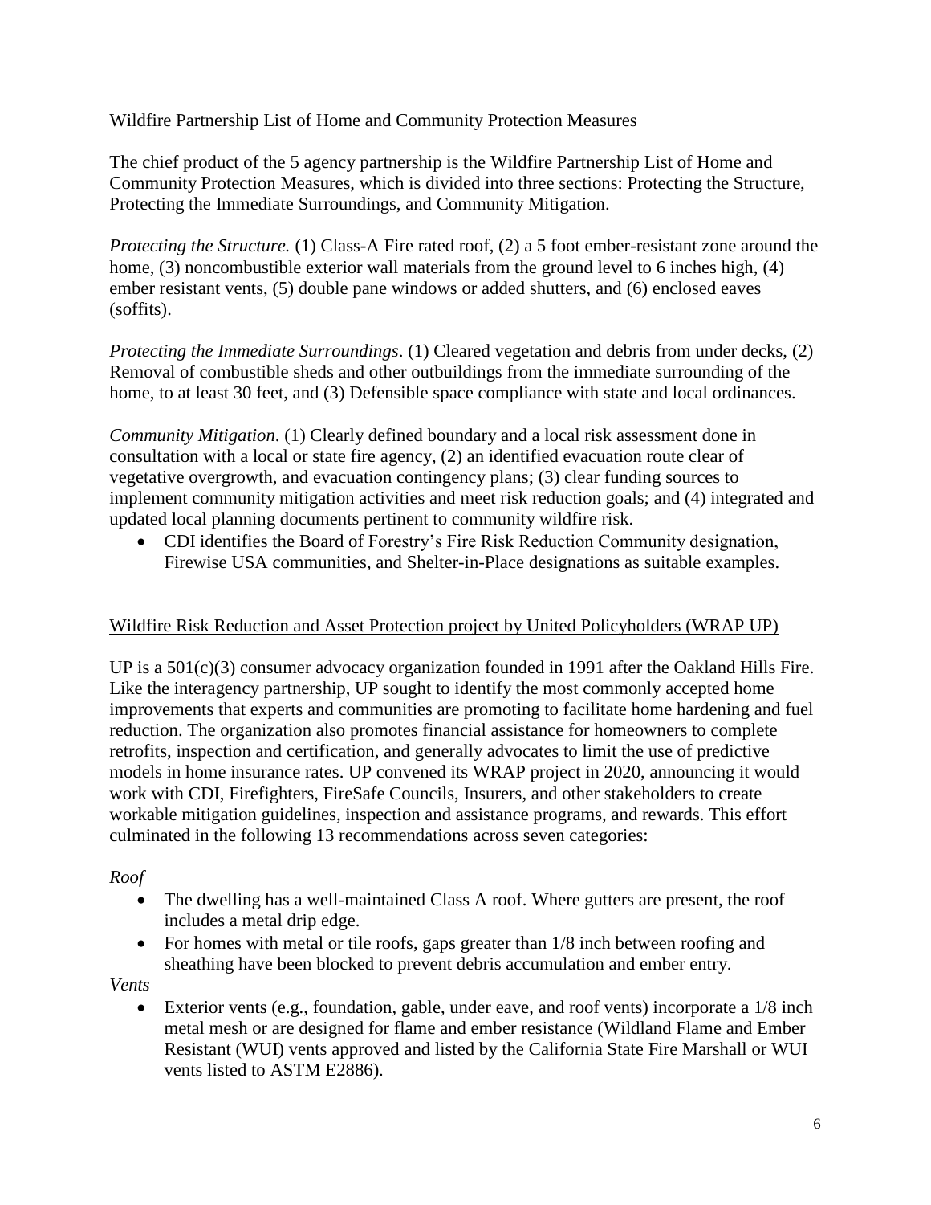## Wildfire Partnership List of Home and Community Protection Measures

The chief product of the 5 agency partnership is the Wildfire Partnership List of Home and Community Protection Measures, which is divided into three sections: Protecting the Structure, Protecting the Immediate Surroundings, and Community Mitigation.

*Protecting the Structure.* (1) Class-A Fire rated roof, (2) a 5 foot ember-resistant zone around the home, (3) noncombustible exterior wall materials from the ground level to 6 inches high, (4) ember resistant vents, (5) double pane windows or added shutters, and (6) enclosed eaves (soffits).

*Protecting the Immediate Surroundings*. (1) Cleared vegetation and debris from under decks, (2) Removal of combustible sheds and other outbuildings from the immediate surrounding of the home, to at least 30 feet, and (3) Defensible space compliance with state and local ordinances.

*Community Mitigation*. (1) Clearly defined boundary and a local risk assessment done in consultation with a local or state fire agency, (2) an identified evacuation route clear of vegetative overgrowth, and evacuation contingency plans; (3) clear funding sources to implement community mitigation activities and meet risk reduction goals; and (4) integrated and updated local planning documents pertinent to community wildfire risk.

- CDI identifies the Board of Forestry's Fire Risk Reduction Community designation, Firewise USA communities, and Shelter-in-Place designations as suitable examples.

## Wildfire Risk Reduction and Asset Protection project by United Policyholders (WRAP UP)

UP is a 501(c)(3) consumer advocacy organization founded in 1991 after the Oakland Hills Fire. Like the interagency partnership, UP sought to identify the most commonly accepted home improvements that experts and communities are promoting to facilitate home hardening and fuel reduction. The organization also promotes financial assistance for homeowners to complete retrofits, inspection and certification, and generally advocates to limit the use of predictive models in home insurance rates. UP convened its WRAP project in 2020, announcing it would work with CDI, Firefighters, FireSafe Councils, Insurers, and other stakeholders to create workable mitigation guidelines, inspection and assistance programs, and rewards. This effort culminated in the following 13 recommendations across seven categories:

*Roof*

- The dwelling has a well-maintained Class A roof. Where gutters are present, the roof includes a metal drip edge.
- For homes with metal or tile roofs, gaps greater than 1/8 inch between roofing and sheathing have been blocked to prevent debris accumulation and ember entry.

*Vents*

- Exterior vents (e.g., foundation, gable, under eave, and roof vents) incorporate a 1/8 inch metal mesh or are designed for flame and ember resistance (Wildland Flame and Ember Resistant (WUI) vents approved and listed by the California State Fire Marshall or WUI vents listed to ASTM E2886).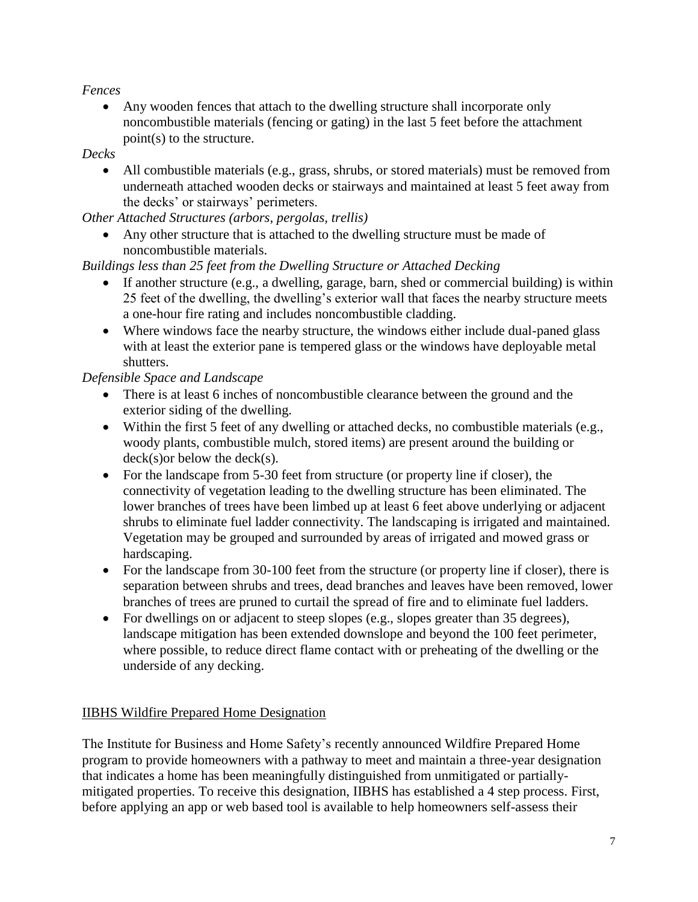*Fences*

- Any wooden fences that attach to the dwelling structure shall incorporate only noncombustible materials (fencing or gating) in the last 5 feet before the attachment point(s) to the structure.

*Decks*

- All combustible materials (e.g., grass, shrubs, or stored materials) must be removed from underneath attached wooden decks or stairways and maintained at least 5 feet away from the decks' or stairways' perimeters.

*Other Attached Structures (arbors, pergolas, trellis)*

- Any other structure that is attached to the dwelling structure must be made of noncombustible materials.

*Buildings less than 25 feet from the Dwelling Structure or Attached Decking*

- If another structure (e.g., a dwelling, garage, barn, shed or commercial building) is within 25 feet of the dwelling, the dwelling's exterior wall that faces the nearby structure meets a one-hour fire rating and includes noncombustible cladding.
- Where windows face the nearby structure, the windows either include dual-paned glass with at least the exterior pane is tempered glass or the windows have deployable metal shutters.

*Defensible Space and Landscape*

- There is at least 6 inches of noncombustible clearance between the ground and the exterior siding of the dwelling.
- Within the first 5 feet of any dwelling or attached decks, no combustible materials (e.g., woody plants, combustible mulch, stored items) are present around the building or deck(s)or below the deck(s).
- For the landscape from 5-30 feet from structure (or property line if closer), the connectivity of vegetation leading to the dwelling structure has been eliminated. The lower branches of trees have been limbed up at least 6 feet above underlying or adjacent shrubs to eliminate fuel ladder connectivity. The landscaping is irrigated and maintained. Vegetation may be grouped and surrounded by areas of irrigated and mowed grass or hardscaping.
- For the landscape from 30-100 feet from the structure (or property line if closer), there is separation between shrubs and trees, dead branches and leaves have been removed, lower branches of trees are pruned to curtail the spread of fire and to eliminate fuel ladders.
- For dwellings on or adjacent to steep slopes (e.g., slopes greater than 35 degrees), landscape mitigation has been extended downslope and beyond the 100 feet perimeter, where possible, to reduce direct flame contact with or preheating of the dwelling or the underside of any decking.

<u>IIBHS Wildfire Prepared Home Designation</u>

The Institute for Business and Home Safety's recently announced Wildfire Prepared Home program to provide homeowners with a pathway to meet and maintain a three-year designation that indicates a home has been meaningfully distinguished from unmitigated or partially-mitigated properties. To receive this designation, IIBHS has established a 4 step process. First, before applying an app or web based tool is available to help homeowners self-assess their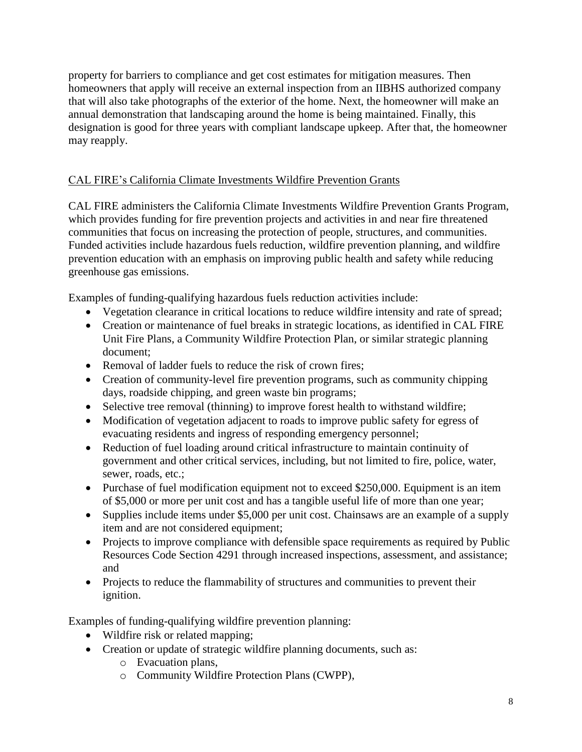property for barriers to compliance and get cost estimates for mitigation measures. Then homeowners that apply will receive an external inspection from an IIBHS authorized company that will also take photographs of the exterior of the home. Next, the homeowner will make an annual demonstration that landscaping around the home is being maintained. Finally, this designation is good for three years with compliant landscape upkeep. After that, the homeowner may reapply.

<u>CAL FIRE's California Climate Investments Wildfire Prevention Grants</u>

CAL FIRE administers the California Climate Investments Wildfire Prevention Grants Program, which provides funding for fire prevention projects and activities in and near fire threatened communities that focus on increasing the protection of people, structures, and communities. Funded activities include hazardous fuels reduction, wildfire prevention planning, and wildfire prevention education with an emphasis on improving public health and safety while reducing greenhouse gas emissions.

Examples of funding-qualifying hazardous fuels reduction activities include:

- Vegetation clearance in critical locations to reduce wildfire intensity and rate of spread;
- Creation or maintenance of fuel breaks in strategic locations, as identified in CAL FIRE Unit Fire Plans, a Community Wildfire Protection Plan, or similar strategic planning document;
- Removal of ladder fuels to reduce the risk of crown fires;
- Creation of community-level fire prevention programs, such as community chipping days, roadside chipping, and green waste bin programs;
- Selective tree removal (thinning) to improve forest health to withstand wildfire;
- Modification of vegetation adjacent to roads to improve public safety for egress of evacuating residents and ingress of responding emergency personnel;
- Reduction of fuel loading around critical infrastructure to maintain continuity of government and other critical services, including, but not limited to fire, police, water, sewer, roads, etc.;
- Purchase of fuel modification equipment not to exceed \$250,000. Equipment is an item of \$5,000 or more per unit cost and has a tangible useful life of more than one year;
- Supplies include items under \$5,000 per unit cost. Chainsaws are an example of a supply item and are not considered equipment;
- Projects to improve compliance with defensible space requirements as required by Public Resources Code Section 4291 through increased inspections, assessment, and assistance; and
- Projects to reduce the flammability of structures and communities to prevent their ignition.

Examples of funding-qualifying wildfire prevention planning:

- Wildfire risk or related mapping;
- Creation or update of strategic wildfire planning documents, such as:
    - Evacuation plans,
    - Community Wildfire Protection Plans (CWPP),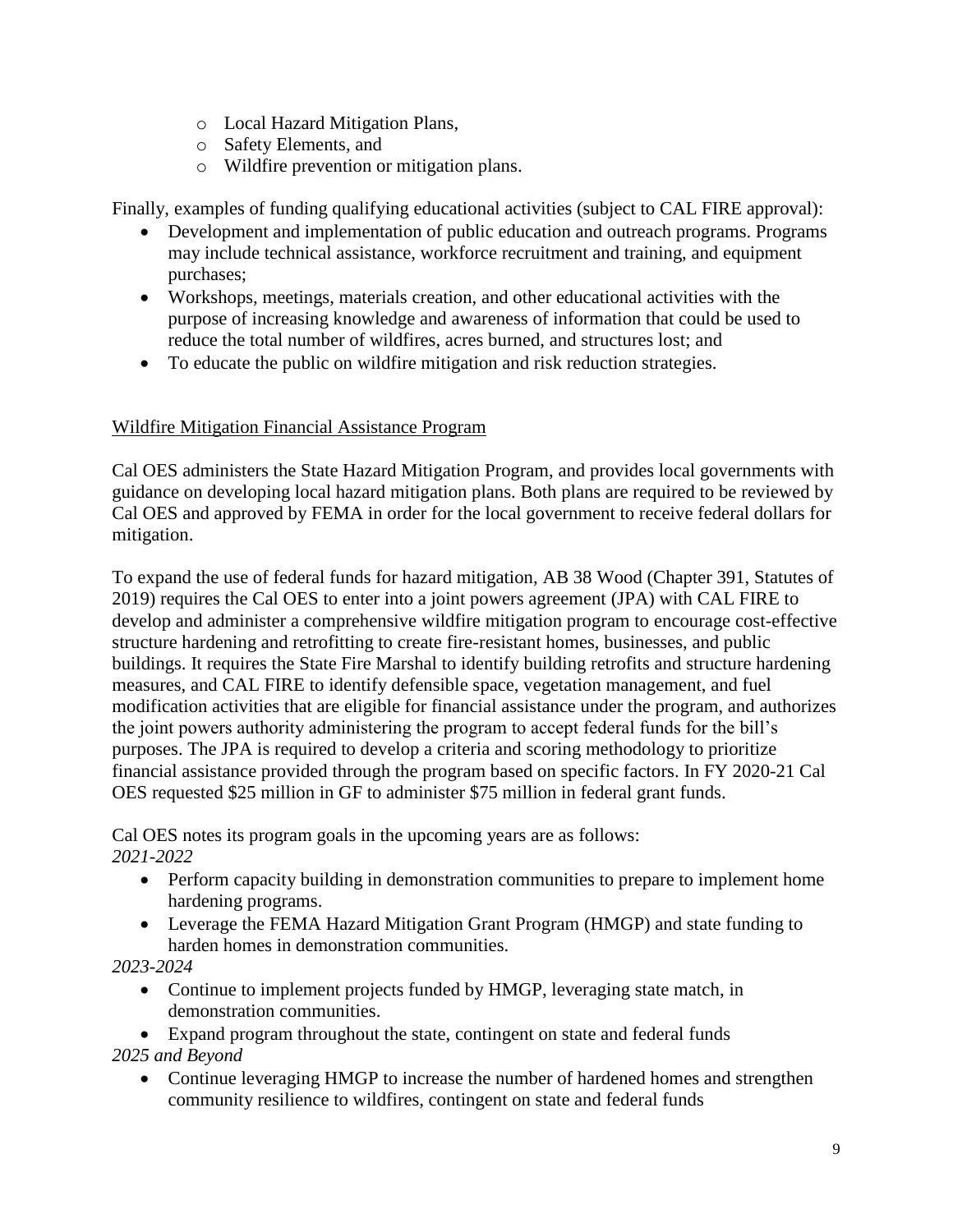- Local Hazard Mitigation Plans,
  - Safety Elements, and
  - Wildfire prevention or mitigation plans.

Finally, examples of funding qualifying educational activities (subject to CAL FIRE approval):

- Development and implementation of public education and outreach programs. Programs may include technical assistance, workforce recruitment and training, and equipment purchases;
- Workshops, meetings, materials creation, and other educational activities with the purpose of increasing knowledge and awareness of information that could be used to reduce the total number of wildfires, acres burned, and structures lost; and
- To educate the public on wildfire mitigation and risk reduction strategies.

<u>Wildfire Mitigation Financial Assistance Program</u>

Cal OES administers the State Hazard Mitigation Program, and provides local governments with guidance on developing local hazard mitigation plans. Both plans are required to be reviewed by Cal OES and approved by FEMA in order for the local government to receive federal dollars for mitigation.

To expand the use of federal funds for hazard mitigation, AB 38 Wood (Chapter 391, Statutes of 2019) requires the Cal OES to enter into a joint powers agreement (JPA) with CAL FIRE to develop and administer a comprehensive wildfire mitigation program to encourage cost-effective structure hardening and retrofitting to create fire-resistant homes, businesses, and public buildings. It requires the State Fire Marshal to identify building retrofits and structure hardening measures, and CAL FIRE to identify defensible space, vegetation management, and fuel modification activities that are eligible for financial assistance under the program, and authorizes the joint powers authority administering the program to accept federal funds for the bill's purposes. The JPA is required to develop a criteria and scoring methodology to prioritize financial assistance provided through the program based on specific factors. In FY 2020-21 Cal OES requested $25 million in GF to administer $75 million in federal grant funds.

Cal OES notes its program goals in the upcoming years are as follows:

*2021-2022*

- Perform capacity building in demonstration communities to prepare to implement home hardening programs.
- Leverage the FEMA Hazard Mitigation Grant Program (HMGP) and state funding to harden homes in demonstration communities.

*2023-2024*

- Continue to implement projects funded by HMGP, leveraging state match, in demonstration communities.
- Expand program throughout the state, contingent on state and federal funds

*2025 and Beyond*

- Continue leveraging HMGP to increase the number of hardened homes and strengthen community resilience to wildfires, contingent on state and federal funds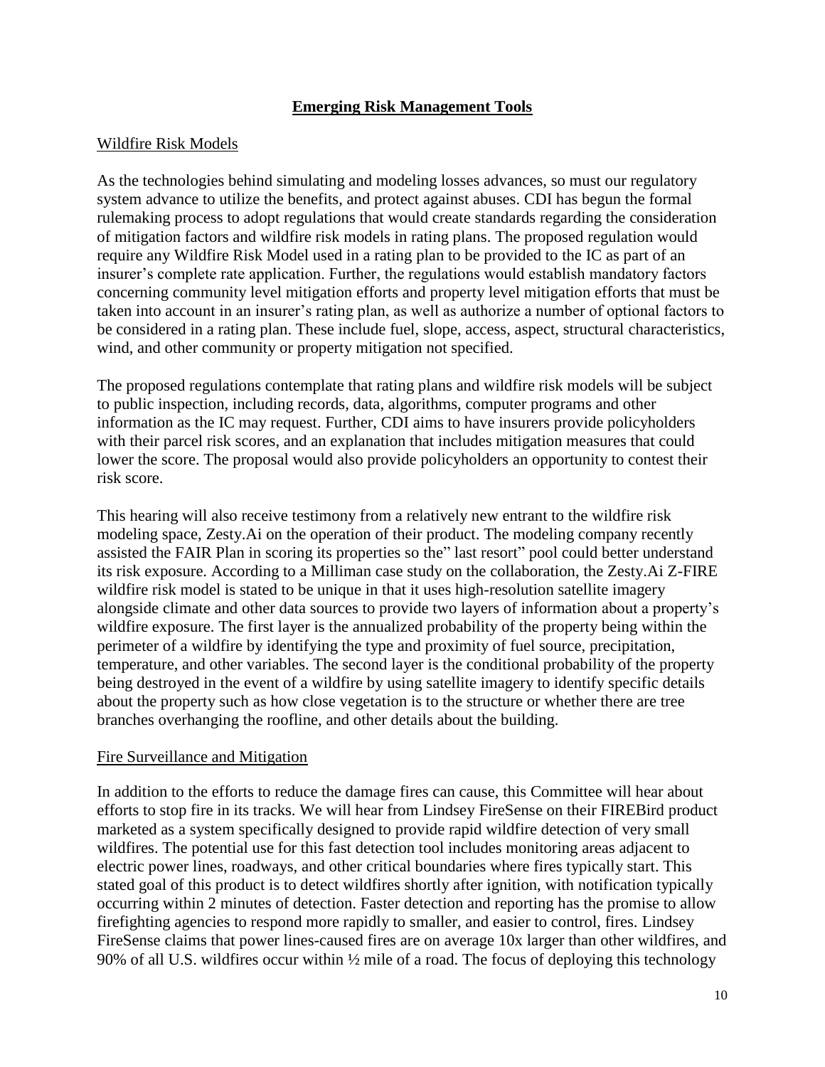## Emerging Risk Management Tools

### Wildfire Risk Models

As the technologies behind simulating and modeling losses advances, so must our regulatory system advance to utilize the benefits, and protect against abuses. CDI has begun the formal rulemaking process to adopt regulations that would create standards regarding the consideration of mitigation factors and wildfire risk models in rating plans. The proposed regulation would require any Wildfire Risk Model used in a rating plan to be provided to the IC as part of an insurer's complete rate application. Further, the regulations would establish mandatory factors concerning community level mitigation efforts and property level mitigation efforts that must be taken into account in an insurer's rating plan, as well as authorize a number of optional factors to be considered in a rating plan. These include fuel, slope, access, aspect, structural characteristics, wind, and other community or property mitigation not specified.

The proposed regulations contemplate that rating plans and wildfire risk models will be subject to public inspection, including records, data, algorithms, computer programs and other information as the IC may request. Further, CDI aims to have insurers provide policyholders with their parcel risk scores, and an explanation that includes mitigation measures that could lower the score. The proposal would also provide policyholders an opportunity to contest their risk score.

This hearing will also receive testimony from a relatively new entrant to the wildfire risk modeling space, Zesty.Ai on the operation of their product. The modeling company recently assisted the FAIR Plan in scoring its properties so the" last resort" pool could better understand its risk exposure. According to a Milliman case study on the collaboration, the Zesty.Ai Z-FIRE wildfire risk model is stated to be unique in that it uses high-resolution satellite imagery alongside climate and other data sources to provide two layers of information about a property's wildfire exposure. The first layer is the annualized probability of the property being within the perimeter of a wildfire by identifying the type and proximity of fuel source, precipitation, temperature, and other variables. The second layer is the conditional probability of the property being destroyed in the event of a wildfire by using satellite imagery to identify specific details about the property such as how close vegetation is to the structure or whether there are tree branches overhanging the roofline, and other details about the building.

### Fire Surveillance and Mitigation

In addition to the efforts to reduce the damage fires can cause, this Committee will hear about efforts to stop fire in its tracks. We will hear from Lindsey FireSense on their FIREBird product marketed as a system specifically designed to provide rapid wildfire detection of very small wildfires. The potential use for this fast detection tool includes monitoring areas adjacent to electric power lines, roadways, and other critical boundaries where fires typically start. This stated goal of this product is to detect wildfires shortly after ignition, with notification typically occurring within 2 minutes of detection. Faster detection and reporting has the promise to allow firefighting agencies to respond more rapidly to smaller, and easier to control, fires. Lindsey FireSense claims that power lines-caused fires are on average 10x larger than other wildfires, and 90% of all U.S. wildfires occur within ½ mile of a road. The focus of deploying this technology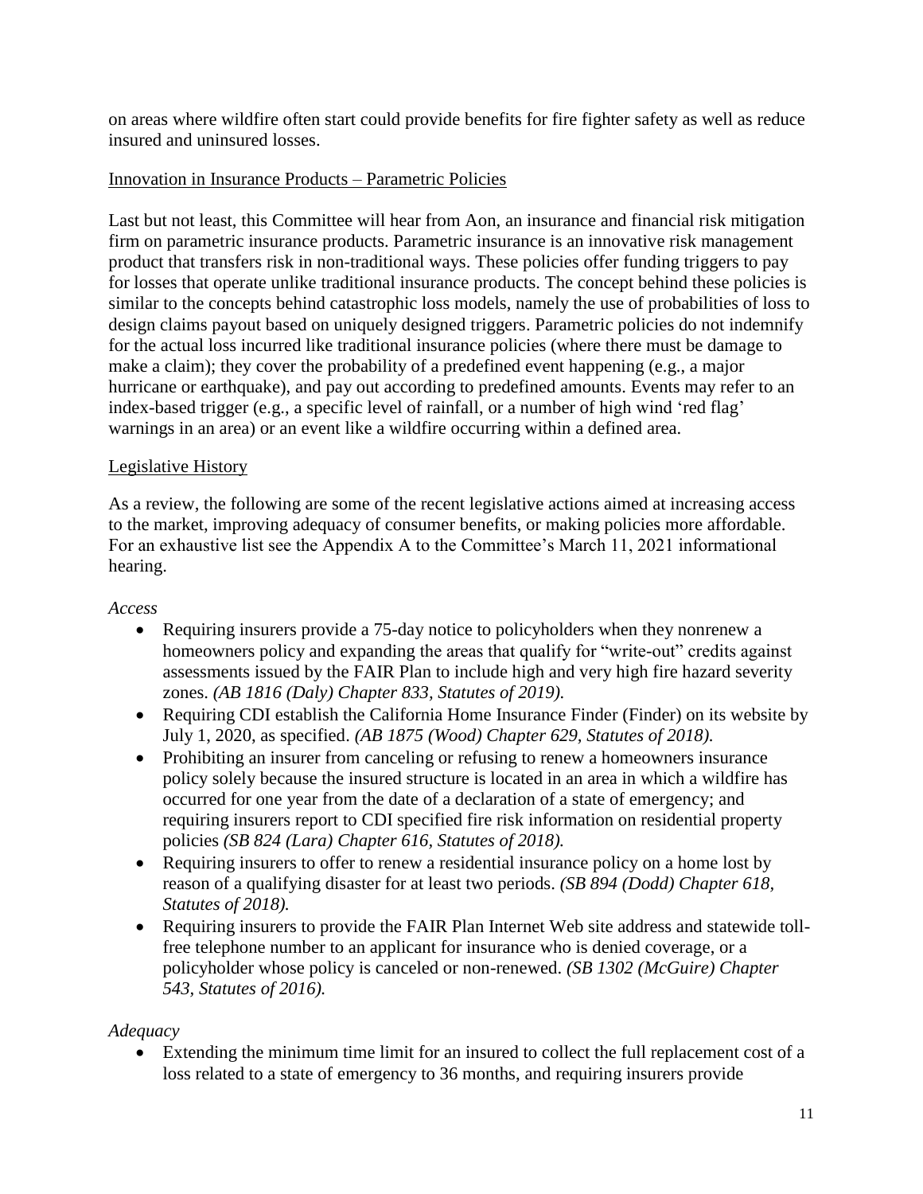on areas where wildfire often start could provide benefits for fire fighter safety as well as reduce insured and uninsured losses.

<u>Innovation in Insurance Products – Parametric Policies</u>

Last but not least, this Committee will hear from Aon, an insurance and financial risk mitigation firm on parametric insurance products. Parametric insurance is an innovative risk management product that transfers risk in non-traditional ways. These policies offer funding triggers to pay for losses that operate unlike traditional insurance products. The concept behind these policies is similar to the concepts behind catastrophic loss models, namely the use of probabilities of loss to design claims payout based on uniquely designed triggers. Parametric policies do not indemnify for the actual loss incurred like traditional insurance policies (where there must be damage to make a claim); they cover the probability of a predefined event happening (e.g., a major hurricane or earthquake), and pay out according to predefined amounts. Events may refer to an index-based trigger (e.g., a specific level of rainfall, or a number of high wind 'red flag' warnings in an area) or an event like a wildfire occurring within a defined area.

<u>Legislative History</u>

As a review, the following are some of the recent legislative actions aimed at increasing access to the market, improving adequacy of consumer benefits, or making policies more affordable. For an exhaustive list see the Appendix A to the Committee's March 11, 2021 informational hearing.

*Access*

- Requiring insurers provide a 75-day notice to policyholders when they nonrenew a homeowners policy and expanding the areas that qualify for "write-out" credits against assessments issued by the FAIR Plan to include high and very high fire hazard severity zones. *(AB 1816 (Daly) Chapter 833, Statutes of 2019).*
- Requiring CDI establish the California Home Insurance Finder (Finder) on its website by July 1, 2020, as specified. *(AB 1875 (Wood) Chapter 629, Statutes of 2018).*
- Prohibiting an insurer from canceling or refusing to renew a homeowners insurance policy solely because the insured structure is located in an area in which a wildfire has occurred for one year from the date of a declaration of a state of emergency; and requiring insurers report to CDI specified fire risk information on residential property policies *(SB 824 (Lara) Chapter 616, Statutes of 2018).*
- Requiring insurers to offer to renew a residential insurance policy on a home lost by reason of a qualifying disaster for at least two periods. *(SB 894 (Dodd) Chapter 618, Statutes of 2018).*
- Requiring insurers to provide the FAIR Plan Internet Web site address and statewide toll-free telephone number to an applicant for insurance who is denied coverage, or a policyholder whose policy is canceled or non-renewed. *(SB 1302 (McGuire) Chapter 543, Statutes of 2016).*

*Adequacy*

- Extending the minimum time limit for an insured to collect the full replacement cost of a loss related to a state of emergency to 36 months, and requiring insurers provide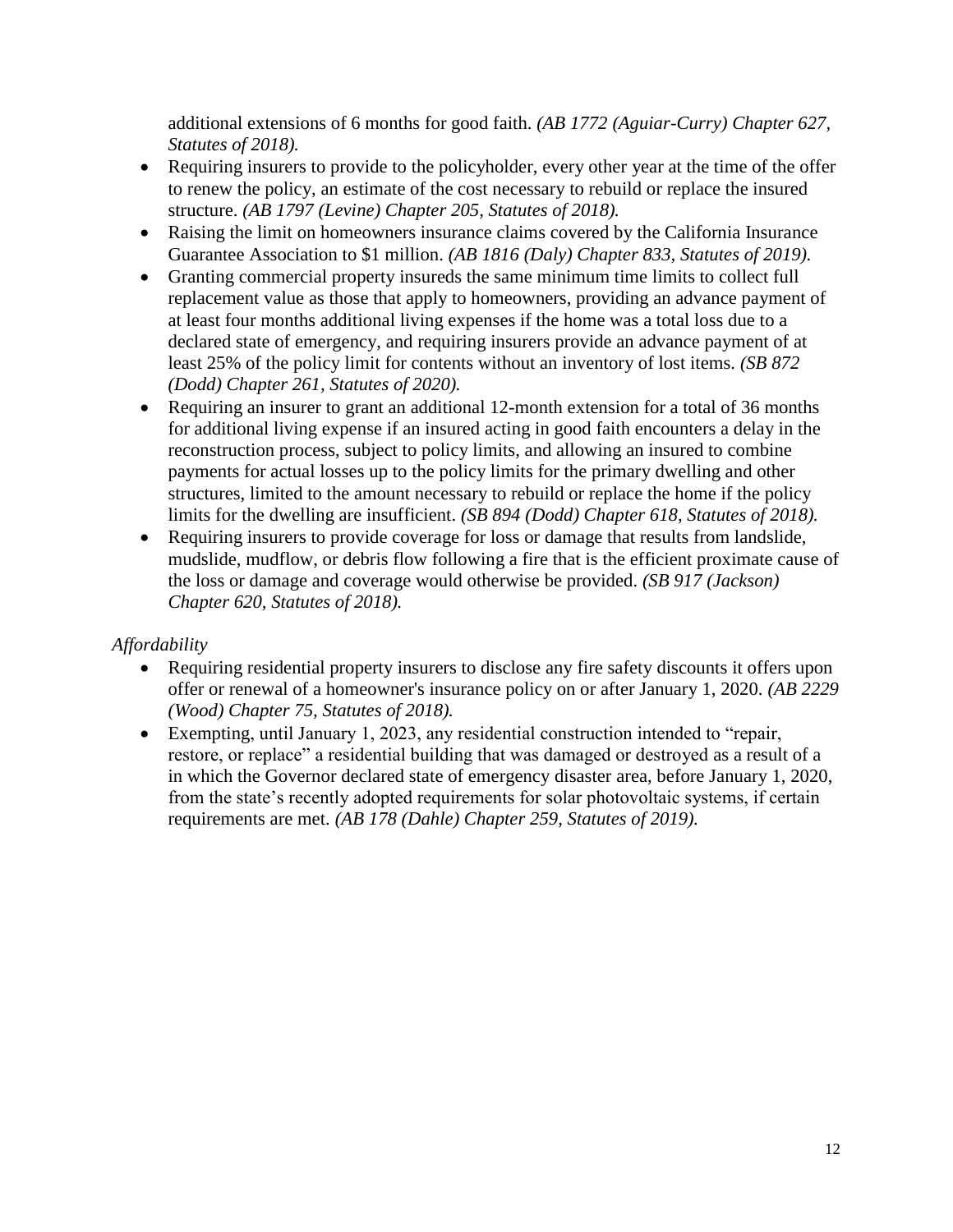additional extensions of 6 months for good faith. *(AB 1772 (Aguiar-Curry) Chapter 627, Statutes of 2018).*

- Requiring insurers to provide to the policyholder, every other year at the time of the offer to renew the policy, an estimate of the cost necessary to rebuild or replace the insured structure. *(AB 1797 (Levine) Chapter 205, Statutes of 2018).*
- Raising the limit on homeowners insurance claims covered by the California Insurance Guarantee Association to $1 million. *(AB 1816 (Daly) Chapter 833, Statutes of 2019).*
- Granting commercial property insureds the same minimum time limits to collect full replacement value as those that apply to homeowners, providing an advance payment of at least four months additional living expenses if the home was a total loss due to a declared state of emergency, and requiring insurers provide an advance payment of at least 25% of the policy limit for contents without an inventory of lost items. *(SB 872 (Dodd) Chapter 261, Statutes of 2020).*
- Requiring an insurer to grant an additional 12-month extension for a total of 36 months for additional living expense if an insured acting in good faith encounters a delay in the reconstruction process, subject to policy limits, and allowing an insured to combine payments for actual losses up to the policy limits for the primary dwelling and other structures, limited to the amount necessary to rebuild or replace the home if the policy limits for the dwelling are insufficient. *(SB 894 (Dodd) Chapter 618, Statutes of 2018).*
- Requiring insurers to provide coverage for loss or damage that results from landslide, mudslide, mudflow, or debris flow following a fire that is the efficient proximate cause of the loss or damage and coverage would otherwise be provided. *(SB 917 (Jackson) Chapter 620, Statutes of 2018).*

*Affordability*

- Requiring residential property insurers to disclose any fire safety discounts it offers upon offer or renewal of a homeowner's insurance policy on or after January 1, 2020. *(AB 2229 (Wood) Chapter 75, Statutes of 2018).*
- Exempting, until January 1, 2023, any residential construction intended to "repair, restore, or replace" a residential building that was damaged or destroyed as a result of a in which the Governor declared state of emergency disaster area, before January 1, 2020, from the state's recently adopted requirements for solar photovoltaic systems, if certain requirements are met. *(AB 178 (Dahle) Chapter 259, Statutes of 2019).*